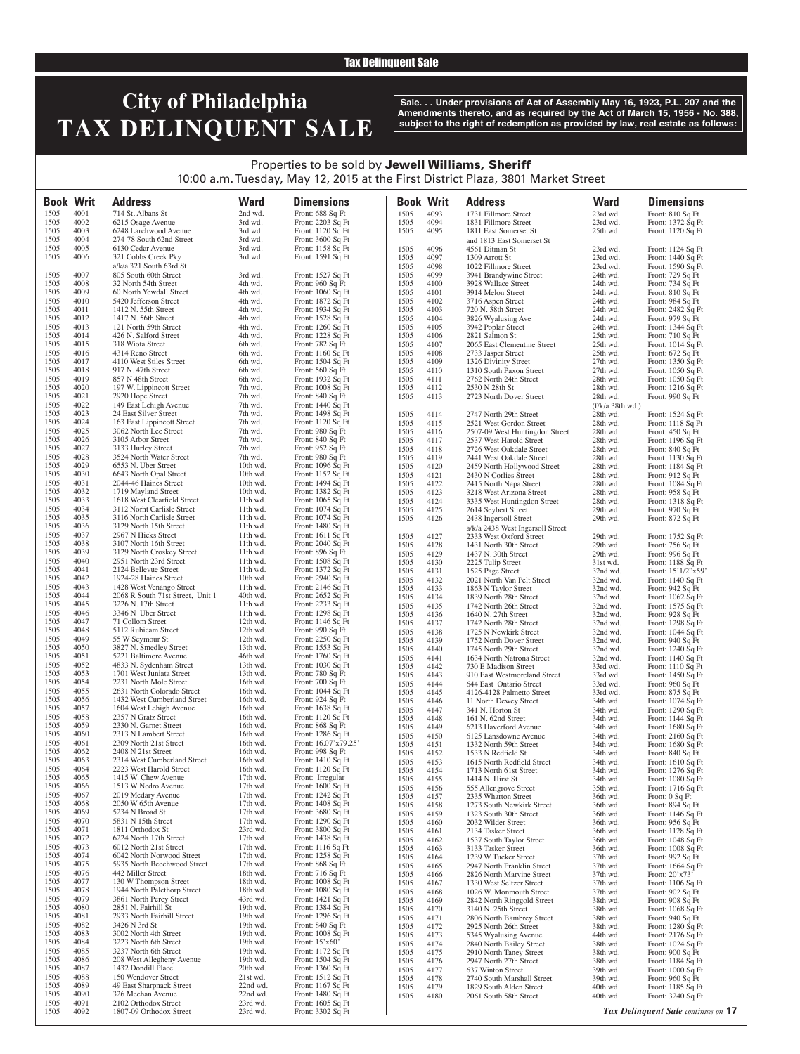Tax Delinquent Sale

# City of Philadelphia
# TAX DELINQUENT SALE

**Sale. . . Under provisions of Act of Assembly May 16, 1923, P.L. 207 and the Amendments thereto, and as required by the Act of March 15, 1956 - No. 388, subject to the right of redemption as provided by law, real estate as follows:**

Properties to be sold by **Jewell Williams, Sheriff**
10:00 a.m. Tuesday, May 12, 2015 at the First District Plaza, 3801 Market Street

| Book | Writ | Address | Ward | Dimensions |
|---|---|---|---|---|
| 1505 | 4001 | 714 St. Albans St | 2nd wd. | Front: 688 Sq Ft |
| 1505 | 4002 | 6215 Osage Avenue | 3rd wd. | Front: 2203 Sq Ft |
| 1505 | 4003 | 6248 Larchwood Avenue | 3rd wd. | Front: 1120 Sq Ft |
| 1505 | 4004 | 274-78 South 62nd Street | 3rd wd. | Front: 3600 Sq Ft |
| 1505 | 4005 | 6130 Cedar Avenue | 3rd wd. | Front: 1158 Sq Ft |
| 1505 | 4006 | 321 Cobbs Creek Pky a/k/a 321 South 63rd St | 3rd wd. | Front: 1591 Sq Ft |
| 1505 | 4007 | 805 South 60th Street | 3rd wd. | Front: 1527 Sq Ft |
| 1505 | 4008 | 32 North 54th Street | 4th wd. | Front: 960 Sq Ft |
| 1505 | 4009 | 60 North Yewdall Street | 4th wd. | Front: 1060 Sq Ft |
| 1505 | 4010 | 5420 Jefferson Street | 4th wd. | Front: 1872 Sq Ft |
| 1505 | 4011 | 1412 N. 55th Street | 4th wd. | Front: 1934 Sq Ft |
| 1505 | 4012 | 1417 N. 56th Street | 4th wd. | Front: 1528 Sq Ft |
| 1505 | 4013 | 121 North 59th Street | 4th wd. | Front: 1260 Sq Ft |
| 1505 | 4014 | 426 N. Salford Street | 4th wd. | Front: 1228 Sq Ft |
| 1505 | 4015 | 318 Wiota Street | 6th wd. | Front: 782 Sq Ft |
| 1505 | 4016 | 4314 Reno Street | 6th wd. | Front: 1160 Sq Ft |
| 1505 | 4017 | 4110 West Stiles Street | 6th wd. | Front: 1504 Sq Ft |
| 1505 | 4018 | 917 N. 47th Street | 6th wd. | Front: 560 Sq Ft |
| 1505 | 4019 | 857 N 48th Street | 6th wd. | Front: 1932 Sq Ft |
| 1505 | 4020 | 197 W. Lippincott Street | 7th wd. | Front: 1008 Sq Ft |
| 1505 | 4021 | 2920 Hope Street | 7th wd. | Front: 840 Sq Ft |
| 1505 | 4022 | 149 East Lehigh Avenue | 7th wd. | Front: 1440 Sq Ft |
| 1505 | 4023 | 24 East Silver Street | 7th wd. | Front: 1498 Sq Ft |
| 1505 | 4024 | 163 East Lippincott Street | 7th wd. | Front: 1120 Sq Ft |
| 1505 | 4025 | 3062 North Lee Street | 7th wd. | Front: 980 Sq Ft |
| 1505 | 4026 | 3105 Arbor Street | 7th wd. | Front: 840 Sq Ft |
| 1505 | 4027 | 3133 Hurley Street | 7th wd. | Front: 952 Sq Ft |
| 1505 | 4028 | 3524 North Water Street | 7th wd. | Front: 980 Sq Ft |
| 1505 | 4029 | 6553 N. Uber Street | 10th wd. | Front: 1096 Sq Ft |
| 1505 | 4030 | 6643 North Opal Street | 10th wd. | Front: 1152 Sq Ft |
| 1505 | 4031 | 2044-46 Haines Street | 10th wd. | Front: 1494 Sq Ft |
| 1505 | 4032 | 1719 Mayland Street | 10th wd. | Front: 1382 Sq Ft |
| 1505 | 4033 | 1618 West Clearfield Street | 11th wd. | Front: 1065 Sq Ft |
| 1505 | 4034 | 3112 Norht Carlisle Street | 11th wd. | Front: 1074 Sq Ft |
| 1505 | 4035 | 3116 North Carlisle Street | 11th wd. | Front: 1074 Sq Ft |
| 1505 | 4036 | 3129 North 15th Street | 11th wd. | Front: 1480 Sq Ft |
| 1505 | 4037 | 2967 N Hicks Street | 11th wd. | Front: 1611 Sq Ft |
| 1505 | 4038 | 3107 North 16th Street | 11th wd. | Front: 2040 Sq Ft |
| 1505 | 4039 | 3129 North Croskey Street | 11th wd. | Front: 896 Sq Ft |
| 1505 | 4040 | 2951 North 23rd Street | 11th wd. | Front: 1508 Sq Ft |
| 1505 | 4041 | 2124 Bellevue Street | 11th wd. | Front: 1372 Sq Ft |
| 1505 | 4042 | 1924-28 Haines Street | 10th wd. | Front: 2940 Sq Ft |
| 1505 | 4043 | 1428 West Venango Street | 11th wd. | Front: 2146 Sq Ft |
| 1505 | 4044 | 2068 R South 71st Street, Unit 1 | 40th wd. | Front: 2652 Sq Ft |
| 1505 | 4045 | 3226 N. 17th Street | 11th wd. | Front: 2233 Sq Ft |
| 1505 | 4046 | 3346 N Uber Street | 11th wd. | Front: 1298 Sq Ft |
| 1505 | 4047 | 71 Collom Street | 12th wd. | Front: 1146 Sq Ft |
| 1505 | 4048 | 5112 Rubicam Street | 12th wd. | Front: 990 Sq Ft |
| 1505 | 4049 | 55 W Seymour St | 12th wd. | Front: 2250 Sq Ft |
| 1505 | 4050 | 3827 N. Smedley Street | 13th wd. | Front: 1553 Sq Ft |
| 1505 | 4051 | 5221 Baltimore Avenue | 46th wd. | Front: 1760 Sq Ft |
| 1505 | 4052 | 4833 N. Sydenham Street | 13th wd. | Front: 1030 Sq Ft |
| 1505 | 4053 | 1701 West Juniata Street | 13th wd. | Front: 780 Sq Ft |
| 1505 | 4054 | 2231 North Mole Street | 16th wd. | Front: 700 Sq Ft |
| 1505 | 4055 | 2631 North Colorado Street | 16th wd. | Front: 1044 Sq Ft |
| 1505 | 4056 | 1432 West Cumberland Street | 16th wd. | Front: 924 Sq Ft |
| 1505 | 4057 | 1604 West Lehigh Avenue | 16th wd. | Front: 1638 Sq Ft |
| 1505 | 4058 | 2357 N Gratz Street | 16th wd. | Front: 1120 Sq Ft |
| 1505 | 4059 | 2330 N. Garnet Street | 16th wd. | Front: 868 Sq Ft |
| 1505 | 4060 | 2313 N Lambert Street | 16th wd. | Front: 1286 Sq Ft |
| 1505 | 4061 | 2309 North 21st Street | 16th wd. | Front: 16.07'x79.25' |
| 1505 | 4062 | 2408 N 21st Street | 16th wd. | Front: 998 Sq Ft |
| 1505 | 4063 | 2314 West Cumberland Street | 16th wd. | Front: 1410 Sq Ft |
| 1505 | 4064 | 2223 West Harold Street | 16th wd. | Front: 1120 Sq Ft |
| 1505 | 4065 | 1415 W. Chew Avenue | 17th wd. | Front: Irregular |
| 1505 | 4066 | 1513 W Nedro Avenue | 17th wd. | Front: 1600 Sq Ft |
| 1505 | 4067 | 2019 Medary Avenue | 17th wd. | Front: 1242 Sq Ft |
| 1505 | 4068 | 2050 W 65th Avenue | 17th wd. | Front: 1408 Sq Ft |
| 1505 | 4069 | 5234 N Broad St | 17th wd. | Front: 3680 Sq Ft |
| 1505 | 4070 | 5831 N 15th Street | 17th wd. | Front: 1290 Sq Ft |
| 1505 | 4071 | 1811 Orthodox St | 23rd wd. | Front: 3800 Sq Ft |
| 1505 | 4072 | 6224 North 17th Street | 17th wd. | Front: 1438 Sq Ft |
| 1505 | 4073 | 6012 North 21st Street | 17th wd. | Front: 1116 Sq Ft |
| 1505 | 4074 | 6042 North Norwood Street | 17th wd. | Front: 1258 Sq Ft |
| 1505 | 4075 | 5935 North Beechwood Street | 17th wd. | Front: 868 Sq Ft |
| 1505 | 4076 | 442 Miller Street | 18th wd. | Front: 716 Sq Ft |
| 1505 | 4077 | 130 W Thompson Street | 18th wd. | Front: 1008 Sq Ft |
| 1505 | 4078 | 1944 North Palethorp Street | 18th wd. | Front: 1080 Sq Ft |
| 1505 | 4079 | 3861 North Percy Street | 43rd wd. | Front: 1421 Sq Ft |
| 1505 | 4080 | 2851 N. Fairhill St | 19th wd. | Front: 1384 Sq Ft |
| 1505 | 4081 | 2933 North Fairhill Street | 19th wd. | Front: 1296 Sq Ft |
| 1505 | 4082 | 3426 N 3rd St | 19th wd. | Front: 840 Sq Ft |
| 1505 | 4083 | 3002 North 4th Street | 19th wd. | Front: 1008 Sq Ft |
| 1505 | 4084 | 3223 North 6th Street | 19th wd. | Front: 15'x60' |
| 1505 | 4085 | 3237 North 6th Street | 19th wd. | Front: 1172 Sq Ft |
| 1505 | 4086 | 208 West Allegheny Avenue | 19th wd. | Front: 1504 Sq Ft |
| 1505 | 4087 | 1432 Dondill Place | 20th wd. | Front: 1360 Sq Ft |
| 1505 | 4088 | 150 Wendover Street | 21st wd. | Front: 1512 Sq Ft |
| 1505 | 4089 | 49 East Sharpnack Street | 22nd wd. | Front: 1167 Sq Ft |
| 1505 | 4090 | 326 Meehan Avenue | 22nd wd. | Front: 1480 Sq Ft |
| 1505 | 4091 | 2102 Orthodox Street | 23rd wd. | Front: 1605 Sq Ft |
| 1505 | 4092 | 1807-09 Orthodox Street | 23rd wd. | Front: 3302 Sq Ft |
| 1505 | 4093 | 1731 Fillmore Street | 23rd wd. | Front: 810 Sq Ft |
| 1505 | 4094 | 1831 Fillmore Street | 23rd wd. | Front: 1372 Sq Ft |
| 1505 | 4095 | 1811 East Somerset St and 1813 East Somerset St | 25th wd. | Front: 1120 Sq Ft |
| 1505 | 4096 | 4561 Ditman St | 23rd wd. | Front: 1124 Sq Ft |
| 1505 | 4097 | 1309 Arrott St | 23rd wd. | Front: 1440 Sq Ft |
| 1505 | 4098 | 1022 Fillmore Street | 23rd wd. | Front: 1590 Sq Ft |
| 1505 | 4099 | 3941 Brandywine Street | 24th wd. | Front: 729 Sq Ft |
| 1505 | 4100 | 3928 Wallace Street | 24th wd. | Front: 734 Sq Ft |
| 1505 | 4101 | 3914 Melon Street | 24th wd. | Front: 810 Sq Ft |
| 1505 | 4102 | 3716 Aspen Street | 24th wd. | Front: 984 Sq Ft |
| 1505 | 4103 | 720 N. 38th Street | 24th wd. | Front: 2482 Sq Ft |
| 1505 | 4104 | 3826 Wyalusing Ave | 24th wd. | Front: 979 Sq Ft |
| 1505 | 4105 | 3942 Poplar Street | 24th wd. | Front: 1344 Sq Ft |
| 1505 | 4106 | 2821 Salmon St | 25th wd. | Front: 710 Sq Ft |
| 1505 | 4107 | 2065 East Clementine Street | 25th wd. | Front: 1014 Sq Ft |
| 1505 | 4108 | 2733 Jasper Street | 25th wd. | Front: 672 Sq Ft |
| 1505 | 4109 | 1326 Divinity Street | 27th wd. | Front: 1350 Sq Ft |
| 1505 | 4110 | 1310 South Paxon Street | 27th wd. | Front: 1050 Sq Ft |
| 1505 | 4111 | 2762 North 24th Street | 28th wd. | Front: 1050 Sq Ft |
| 1505 | 4112 | 2530 N 28th St | 28th wd. | Front: 1216 Sq Ft |
| 1505 | 4113 | 2723 North Dover Street | 28th wd. (f/k/a 38th wd.) | Front: 990 Sq Ft |
| 1505 | 4114 | 2747 North 29th Street | 28th wd. | Front: 1524 Sq Ft |
| 1505 | 4115 | 2521 West Gordon Street | 28th wd. | Front: 1118 Sq Ft |
| 1505 | 4116 | 2507-09 West Huntingdon Street | 28th wd. | Front: 450 Sq Ft |
| 1505 | 4117 | 2537 West Harold Street | 28th wd. | Front: 1196 Sq Ft |
| 1505 | 4118 | 2726 West Oakdale Street | 28th wd. | Front: 840 Sq Ft |
| 1505 | 4119 | 2441 West Oakdale Street | 28th wd. | Front: 1130 Sq Ft |
| 1505 | 4120 | 2459 North Hollywood Street | 28th wd. | Front: 1184 Sq Ft |
| 1505 | 4121 | 2430 N Corlies Street | 28th wd. | Front: 912 Sq Ft |
| 1505 | 4122 | 2415 North Napa Street | 28th wd. | Front: 1084 Sq Ft |
| 1505 | 4123 | 3218 West Arizona Street | 28th wd. | Front: 958 Sq Ft |
| 1505 | 4124 | 3335 West Huntingdon Street | 28th wd. | Front: 1318 Sq Ft |
| 1505 | 4125 | 2614 Seybert Street | 29th wd. | Front: 970 Sq Ft |
| 1505 | 4126 | 2438 Ingersoll Street a/k/a 2438 West Ingersoll Street | 29th wd. | Front: 872 Sq Ft |
| 1505 | 4127 | 2333 West Oxford Street | 29th wd. | Front: 1752 Sq Ft |
| 1505 | 4128 | 1431 North 30th Street | 29th wd. | Front: 756 Sq Ft |
| 1505 | 4129 | 1437 N. 30th Street | 29th wd. | Front: 996 Sq Ft |
| 1505 | 4130 | 2225 Tulip Street | 31st wd. | Front: 1188 Sq Ft |
| 1505 | 4131 | 1525 Page Street | 32nd wd. | Front: 15'1/2"x59' |
| 1505 | 4132 | 2021 North Van Pelt Street | 32nd wd. | Front: 1140 Sq Ft |
| 1505 | 4133 | 1863 N Taylor Street | 32nd wd. | Front: 942 Sq Ft |
| 1505 | 4134 | 1839 North 28th Street | 32nd wd. | Front: 1062 Sq Ft |
| 1505 | 4135 | 1742 North 26th Street | 32nd wd. | Front: 1575 Sq Ft |
| 1505 | 4136 | 1640 N. 27th Street | 32nd wd. | Front: 928 Sq Ft |
| 1505 | 4137 | 1742 North 28th Street | 32nd wd. | Front: 1298 Sq Ft |
| 1505 | 4138 | 1725 N Newkirk Street | 32nd wd. | Front: 1044 Sq Ft |
| 1505 | 4139 | 1752 North Dover Street | 32nd wd. | Front: 940 Sq Ft |
| 1505 | 4140 | 1745 North 29th Street | 32nd wd. | Front: 1240 Sq Ft |
| 1505 | 4141 | 1634 North Natrona Street | 32nd wd. | Front: 1140 Sq Ft |
| 1505 | 4142 | 730 E Madison Street | 33rd wd. | Front: 1110 Sq Ft |
| 1505 | 4143 | 910 East Westmoreland Street | 33rd wd. | Front: 1450 Sq Ft |
| 1505 | 4144 | 644 East Ontario Street | 33rd wd. | Front: 960 Sq Ft |
| 1505 | 4145 | 4126-4128 Palmetto Street | 33rd wd. | Front: 875 Sq Ft |
| 1505 | 4146 | 11 North Dewey Street | 34th wd. | Front: 1074 Sq Ft |
| 1505 | 4147 | 341 N. Horton St | 34th wd. | Front: 1290 Sq Ft |
| 1505 | 4148 | 161 N. 62nd Street | 34th wd. | Front: 1144 Sq Ft |
| 1505 | 4149 | 6213 Haverford Avenue | 34th wd. | Front: 1680 Sq Ft |
| 1505 | 4150 | 6125 Lansdowne Avenue | 34th wd. | Front: 2160 Sq Ft |
| 1505 | 4151 | 1332 North 59th Street | 34th wd. | Front: 1680 Sq Ft |
| 1505 | 4152 | 1533 N Redfield St | 34th wd. | Front: 840 Sq Ft |
| 1505 | 4153 | 1615 North Redfield Street | 34th wd. | Front: 1610 Sq Ft |
| 1505 | 4154 | 1713 North 61st Street | 34th wd. | Front: 1276 Sq Ft |
| 1505 | 4155 | 1414 N. Hirst St | 34th wd. | Front: 1080 Sq Ft |
| 1505 | 4156 | 555 Allengrove Street | 35th wd. | Front: 1716 Sq Ft |
| 1505 | 4157 | 2335 Wharton Street | 36th wd. | Front: 0 Sq Ft |
| 1505 | 4158 | 1273 South Newkirk Street | 36th wd. | Front: 894 Sq Ft |
| 1505 | 4159 | 1323 South 30th Street | 36th wd. | Front: 1146 Sq Ft |
| 1505 | 4160 | 2032 Wilder Street | 36th wd. | Front: 956 Sq Ft |
| 1505 | 4161 | 2134 Tasker Street | 36th wd. | Front: 1128 Sq Ft |
| 1505 | 4162 | 1537 South Taylor Street | 36th wd. | Front: 1048 Sq Ft |
| 1505 | 4163 | 3133 Tasker Street | 36th wd. | Front: 1008 Sq Ft |
| 1505 | 4164 | 1239 W Tucker Street | 37th wd. | Front: 992 Sq Ft |
| 1505 | 4165 | 2947 North Franklin Street | 37th wd. | Front: 1664 Sq Ft |
| 1505 | 4166 | 2826 North Marvine Street | 37th wd. | Front: 20'x73' |
| 1505 | 4167 | 1330 West Seltzer Street | 37th wd. | Front: 1106 Sq Ft |
| 1505 | 4168 | 1026 W. Monmouth Street | 37th wd. | Front: 902 Sq Ft |
| 1505 | 4169 | 2842 North Ringgold Street | 38th wd. | Front: 908 Sq Ft |
| 1505 | 4170 | 3140 N. 25th Street | 38th wd. | Front: 1068 Sq Ft |
| 1505 | 4171 | 2806 North Bambrey Street | 38th wd. | Front: 940 Sq Ft |
| 1505 | 4172 | 2925 North 26th Street | 38th wd. | Front: 1280 Sq Ft |
| 1505 | 4173 | 5345 Wyalusing Avenue | 44th wd. | Front: 2176 Sq Ft |
| 1505 | 4174 | 2840 North Bailey Street | 38th wd. | Front: 1024 Sq Ft |
| 1505 | 4175 | 2910 North Taney Street | 38th wd. | Front: 900 Sq Ft |
| 1505 | 4176 | 2947 North 27th Street | 38th wd. | Front: 1184 Sq Ft |
| 1505 | 4177 | 637 Winton Street | 39th wd. | Front: 1000 Sq Ft |
| 1505 | 4178 | 2740 South Marshall Street | 39th wd. | Front: 960 Sq Ft |
| 1505 | 4179 | 1829 South Alden Street | 40th wd. | Front: 1185 Sq Ft |
| 1505 | 4180 | 2061 South 58th Street | 40th wd. | Front: 3240 Sq Ft |

*Tax Delinquent Sale continues on* **17**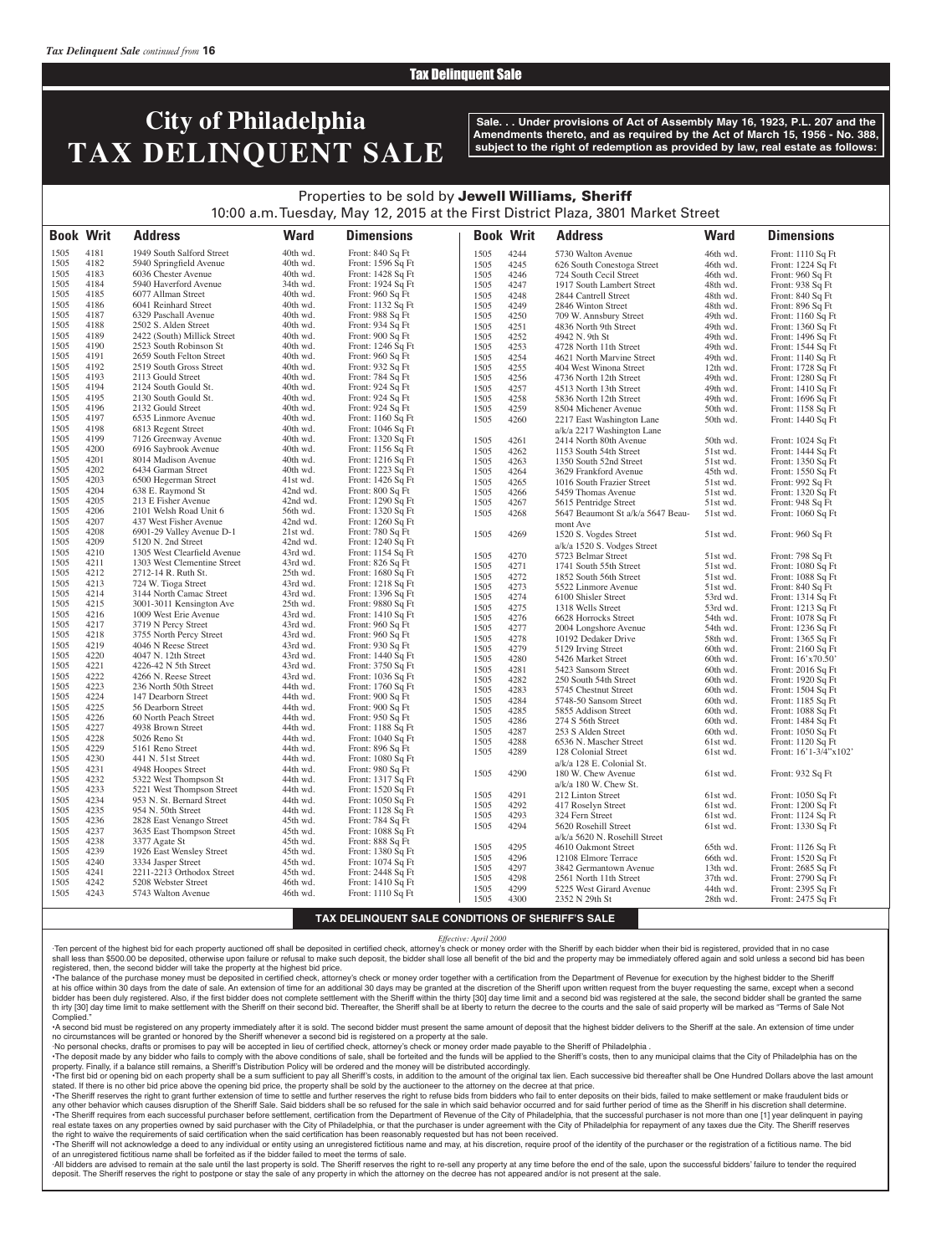*Tax Delinquent Sale continued from* **16**

Tax Delinquent Sale

# City of Philadelphia TAX DELINQUENT SALE

**Sale. . . Under provisions of Act of Assembly May 16, 1923, P.L. 207 and the Amendments thereto, and as required by the Act of March 15, 1956 - No. 388, subject to the right of redemption as provided by law, real estate as follows:**

Properties to be sold by **Jewell Williams, Sheriff**

10:00 a.m. Tuesday, May 12, 2015 at the First District Plaza, 3801 Market Street

| Book | Writ | Address | Ward | Dimensions |
|---|---|---|---|---|
| 1505 | 4181 | 1949 South Salford Street | 40th wd. | Front: 840 Sq Ft |
| 1505 | 4182 | 5940 Springfield Avenue | 40th wd. | Front: 1596 Sq Ft |
| 1505 | 4183 | 6036 Chester Avenue | 40th wd. | Front: 1428 Sq Ft |
| 1505 | 4184 | 5940 Haverford Avenue | 34th wd. | Front: 1924 Sq Ft |
| 1505 | 4185 | 6077 Allman Street | 40th wd. | Front: 960 Sq Ft |
| 1505 | 4186 | 6041 Reinhard Street | 40th wd. | Front: 1132 Sq Ft |
| 1505 | 4187 | 6329 Paschall Avenue | 40th wd. | Front: 988 Sq Ft |
| 1505 | 4188 | 2502 S. Alden Street | 40th wd. | Front: 934 Sq Ft |
| 1505 | 4189 | 2422 (South) Millick Street | 40th wd. | Front: 900 Sq Ft |
| 1505 | 4190 | 2523 South Robinson St | 40th wd. | Front: 1246 Sq Ft |
| 1505 | 4191 | 2659 South Felton Street | 40th wd. | Front: 960 Sq Ft |
| 1505 | 4192 | 2519 South Gross Street | 40th wd. | Front: 932 Sq Ft |
| 1505 | 4193 | 2113 Gould Street | 40th wd. | Front: 784 Sq Ft |
| 1505 | 4194 | 2124 South Gould St. | 40th wd. | Front: 924 Sq Ft |
| 1505 | 4195 | 2130 South Gould St. | 40th wd. | Front: 924 Sq Ft |
| 1505 | 4196 | 2132 Gould Street | 40th wd. | Front: 924 Sq Ft |
| 1505 | 4197 | 6535 Linmore Avenue | 40th wd. | Front: 1160 Sq Ft |
| 1505 | 4198 | 6813 Regent Street | 40th wd. | Front: 1046 Sq Ft |
| 1505 | 4199 | 7126 Greenway Avenue | 40th wd. | Front: 1320 Sq Ft |
| 1505 | 4200 | 6916 Saybrook Avenue | 40th wd. | Front: 1156 Sq Ft |
| 1505 | 4201 | 8014 Madison Avenue | 40th wd. | Front: 1216 Sq Ft |
| 1505 | 4202 | 6434 Garman Street | 40th wd. | Front: 1223 Sq Ft |
| 1505 | 4203 | 6500 Hegerman Street | 41st wd. | Front: 1426 Sq Ft |
| 1505 | 4204 | 638 E. Raymond St | 42nd wd. | Front: 800 Sq Ft |
| 1505 | 4205 | 213 E Fisher Avenue | 42nd wd. | Front: 1290 Sq Ft |
| 1505 | 4206 | 2101 Welsh Road Unit 6 | 56th wd. | Front: 1320 Sq Ft |
| 1505 | 4207 | 437 West Fisher Avenue | 42nd wd. | Front: 1260 Sq Ft |
| 1505 | 4208 | 6901-29 Valley Avenue D-1 | 21st wd. | Front: 780 Sq Ft |
| 1505 | 4209 | 5120 N. 2nd Street | 42nd wd. | Front: 1240 Sq Ft |
| 1505 | 4210 | 1305 West Clearfield Avenue | 43rd wd. | Front: 1154 Sq Ft |
| 1505 | 4211 | 1303 West Clementine Street | 43rd wd. | Front: 826 Sq Ft |
| 1505 | 4212 | 2712-14 R. Ruth St. | 25th wd. | Front: 1680 Sq Ft |
| 1505 | 4213 | 724 W. Tioga Street | 43rd wd. | Front: 1218 Sq Ft |
| 1505 | 4214 | 3144 North Camac Street | 43rd wd. | Front: 1396 Sq Ft |
| 1505 | 4215 | 3001-3011 Kensington Ave | 25th wd. | Front: 9880 Sq Ft |
| 1505 | 4216 | 1009 West Erie Avenue | 43rd wd. | Front: 1410 Sq Ft |
| 1505 | 4217 | 3719 N Percy Street | 43rd wd. | Front: 960 Sq Ft |
| 1505 | 4218 | 3755 North Percy Street | 43rd wd. | Front: 960 Sq Ft |
| 1505 | 4219 | 4046 N Reese Street | 43rd wd. | Front: 930 Sq Ft |
| 1505 | 4220 | 4047 N. 12th Street | 43rd wd. | Front: 1440 Sq Ft |
| 1505 | 4221 | 4226-42 N 5th Street | 43rd wd. | Front: 3750 Sq Ft |
| 1505 | 4222 | 4266 N. Reese Street | 43rd wd. | Front: 1036 Sq Ft |
| 1505 | 4223 | 236 North 50th Street | 44th wd. | Front: 1760 Sq Ft |
| 1505 | 4224 | 147 Dearborn Street | 44th wd. | Front: 900 Sq Ft |
| 1505 | 4225 | 56 Dearborn Street | 44th wd. | Front: 900 Sq Ft |
| 1505 | 4226 | 60 North Peach Street | 44th wd. | Front: 950 Sq Ft |
| 1505 | 4227 | 4938 Brown Street | 44th wd. | Front: 1188 Sq Ft |
| 1505 | 4228 | 5026 Reno St | 44th wd. | Front: 1040 Sq Ft |
| 1505 | 4229 | 5161 Reno Street | 44th wd. | Front: 896 Sq Ft |
| 1505 | 4230 | 441 N. 51st Street | 44th wd. | Front: 1080 Sq Ft |
| 1505 | 4231 | 4948 Hoopes Street | 44th wd. | Front: 980 Sq Ft |
| 1505 | 4232 | 5322 West Thompson St | 44th wd. | Front: 1317 Sq Ft |
| 1505 | 4233 | 5221 West Thompson Street | 44th wd. | Front: 1520 Sq Ft |
| 1505 | 4234 | 953 N. St. Bernard Street | 44th wd. | Front: 1050 Sq Ft |
| 1505 | 4235 | 954 N. 50th Street | 44th wd. | Front: 1128 Sq Ft |
| 1505 | 4236 | 2828 East Venango Street | 45th wd. | Front: 784 Sq Ft |
| 1505 | 4237 | 3635 East Thompson Street | 45th wd. | Front: 1088 Sq Ft |
| 1505 | 4238 | 3377 Agate St | 45th wd. | Front: 888 Sq Ft |
| 1505 | 4239 | 1926 East Wensley Street | 45th wd. | Front: 1380 Sq Ft |
| 1505 | 4240 | 3334 Jasper Street | 45th wd. | Front: 1074 Sq Ft |
| 1505 | 4241 | 2211-2213 Orthodox Street | 45th wd. | Front: 2448 Sq Ft |
| 1505 | 4242 | 5208 Webster Street | 46th wd. | Front: 1410 Sq Ft |
| 1505 | 4243 | 5743 Walton Avenue | 46th wd. | Front: 1110 Sq Ft |
| 1505 | 4244 | 5730 Walton Avenue | 46th wd. | Front: 1110 Sq Ft |
| 1505 | 4245 | 626 South Conestoga Street | 46th wd. | Front: 1224 Sq Ft |
| 1505 | 4246 | 724 South Cecil Street | 46th wd. | Front: 960 Sq Ft |
| 1505 | 4247 | 1917 South Lambert Street | 48th wd. | Front: 938 Sq Ft |
| 1505 | 4248 | 2844 Cantrell Street | 48th wd. | Front: 840 Sq Ft |
| 1505 | 4249 | 2846 Winton Street | 48th wd. | Front: 896 Sq Ft |
| 1505 | 4250 | 709 W. Annsbury Street | 49th wd. | Front: 1160 Sq Ft |
| 1505 | 4251 | 4836 North 9th Street | 49th wd. | Front: 1360 Sq Ft |
| 1505 | 4252 | 4942 N. 9th St | 49th wd. | Front: 1496 Sq Ft |
| 1505 | 4253 | 4728 North 11th Street | 49th wd. | Front: 1544 Sq Ft |
| 1505 | 4254 | 4621 North Marvine Street | 49th wd. | Front: 1140 Sq Ft |
| 1505 | 4255 | 404 West Winona Street | 12th wd. | Front: 1728 Sq Ft |
| 1505 | 4256 | 4736 North 12th Street | 49th wd. | Front: 1280 Sq Ft |
| 1505 | 4257 | 4513 North 13th Street | 49th wd. | Front: 1410 Sq Ft |
| 1505 | 4258 | 5836 North 12th Street | 49th wd. | Front: 1696 Sq Ft |
| 1505 | 4259 | 8504 Michener Avenue | 50th wd. | Front: 1158 Sq Ft |
| 1505 | 4260 | 2217 East Washington Lane a/k/a 2217 Washington Lane | 50th wd. | Front: 1440 Sq Ft |
| 1505 | 4261 | 2414 North 80th Avenue | 50th wd. | Front: 1024 Sq Ft |
| 1505 | 4262 | 1153 South 54th Street | 51st wd. | Front: 1444 Sq Ft |
| 1505 | 4263 | 1350 South 52nd Street | 51st wd. | Front: 1350 Sq Ft |
| 1505 | 4264 | 3629 Frankford Avenue | 45th wd. | Front: 1550 Sq Ft |
| 1505 | 4265 | 1016 South Frazier Street | 51st wd. | Front: 992 Sq Ft |
| 1505 | 4266 | 5459 Thomas Avenue | 51st wd. | Front: 1320 Sq Ft |
| 1505 | 4267 | 5615 Pentridge Street | 51st wd. | Front: 948 Sq Ft |
| 1505 | 4268 | 5647 Beaumont St a/k/a 5647 Beaumont Ave | 51st wd. | Front: 1060 Sq Ft |
| 1505 | 4269 | 1520 S. Vogdes Street a/k/a 1520 S. Vodges Street | 51st wd. | Front: 960 Sq Ft |
| 1505 | 4270 | 5723 Belmar Street | 51st wd. | Front: 798 Sq Ft |
| 1505 | 4271 | 1741 South 55th Street | 51st wd. | Front: 1080 Sq Ft |
| 1505 | 4272 | 1852 South 56th Street | 51st wd. | Front: 1088 Sq Ft |
| 1505 | 4273 | 5522 Linmore Avenue | 51st wd. | Front: 840 Sq Ft |
| 1505 | 4274 | 6100 Shisler Street | 53rd wd. | Front: 1314 Sq Ft |
| 1505 | 4275 | 1318 Wells Street | 53rd wd. | Front: 1213 Sq Ft |
| 1505 | 4276 | 6628 Horrocks Street | 54th wd. | Front: 1078 Sq Ft |
| 1505 | 4277 | 2004 Longshore Avenue | 54th wd. | Front: 1236 Sq Ft |
| 1505 | 4278 | 10192 Dedaker Drive | 58th wd. | Front: 1365 Sq Ft |
| 1505 | 4279 | 5129 Irving Street | 60th wd. | Front: 2160 Sq Ft |
| 1505 | 4280 | 5426 Market Street | 60th wd. | Front: 16'x70.50' |
| 1505 | 4281 | 5423 Sansom Street | 60th wd. | Front: 2016 Sq Ft |
| 1505 | 4282 | 250 South 54th Street | 60th wd. | Front: 1920 Sq Ft |
| 1505 | 4283 | 5745 Chestnut Street | 60th wd. | Front: 1504 Sq Ft |
| 1505 | 4284 | 5748-50 Sansom Street | 60th wd. | Front: 1185 Sq Ft |
| 1505 | 4285 | 5855 Addison Street | 60th wd. | Front: 1088 Sq Ft |
| 1505 | 4286 | 274 S 56th Street | 60th wd. | Front: 1484 Sq Ft |
| 1505 | 4287 | 253 S Alden Street | 60th wd. | Front: 1050 Sq Ft |
| 1505 | 4288 | 6536 N. Mascher Street | 61st wd. | Front: 1120 Sq Ft |
| 1505 | 4289 | 128 Colonial Street a/k/a 128 E. Colonial St. | 61st wd. | Front: 16'1-3/4"x102' |
| 1505 | 4290 | 180 W. Chew Avenue a/k/a 180 W. Chew St. | 61st wd. | Front: 932 Sq Ft |
| 1505 | 4291 | 212 Linton Street | 61st wd. | Front: 1050 Sq Ft |
| 1505 | 4292 | 417 Roselyn Street | 61st wd. | Front: 1200 Sq Ft |
| 1505 | 4293 | 324 Fern Street | 61st wd. | Front: 1124 Sq Ft |
| 1505 | 4294 | 5620 Rosehill Street a/k/a 5620 N. Rosehill Street | 61st wd. | Front: 1330 Sq Ft |
| 1505 | 4295 | 4610 Oakmont Street | 65th wd. | Front: 1126 Sq Ft |
| 1505 | 4296 | 12108 Elmore Terrace | 66th wd. | Front: 1520 Sq Ft |
| 1505 | 4297 | 3842 Germantown Avenue | 13th wd. | Front: 2685 Sq Ft |
| 1505 | 4298 | 2561 North 11th Street | 37th wd. | Front: 2790 Sq Ft |
| 1505 | 4299 | 5225 West Girard Avenue | 44th wd. | Front: 2395 Sq Ft |
| 1505 | 4300 | 2352 N 29th St | 28th wd. | Front: 2475 Sq Ft |

## TAX DELINQUENT SALE CONDITIONS OF SHERIFF'S SALE

*Effective: April 2000*

·Ten percent of the highest bid for each property auctioned off shall be deposited in certified check, attorney's check or money order with the Sheriff by each bidder when their bid is registered, provided that in no case shall less than $500.00 be deposited, otherwise upon failure or refusal to make such deposit, the bidder shall lose all benefit of the bid and the property may be immediately offered again and sold unless a second bid has been registered, then, the second bidder will take the property at the highest bid price.

•The balance of the purchase money must be deposited in certified check, attorney's check or money order together with a certification from the Department of Revenue for execution by the highest bidder to the Sheriff at his office within 30 days from the date of sale. An extension of time for an additional 30 days may be granted at the discretion of the Sheriff upon written request from the buyer requesting the same, except when a second bidder has been duly registered. Also, if the first bidder does not complete settlement with the Sheriff within the thirty [30] day time limit and a second bid was registered at the sale, the second bidder shall be granted the same th irty [30] day time limit to make settlement with the Sheriff on their second bid. Thereafter, the Sheriff shall be at liberty to return the decree to the courts and the sale of said property will be marked as "Terms of Sale Not Complied."

•A second bid must be registered on any property immediately after it is sold. The second bidder must present the same amount of deposit that the highest bidder delivers to the Sheriff at the sale. An extension of time under no circumstances will be granted or honored by the Sheriff whenever a second bid is registered on a property at the sale.

·No personal checks, drafts or promises to pay will be accepted in lieu of certified check, attorney's check or money order made payable to the Sheriff of Philadelphia .

•The deposit made by any bidder who fails to comply with the above conditions of sale, shall be forteited and the funds will be applied to the Sheriff's costs, then to any municipal claims that the City of Philadelphia has on the property. Finally, if a balance still remains, a Sheriff's Distribution Policy will be ordered and the money will be distributed accordingly.

•The first bid or opening bid on each property shall be a sum sufficient to pay all Sheriff's costs, in addition to the amount of the original tax lien. Each successive bid thereafter shall be One Hundred Dollars above the last amount stated. If there is no other bid price above the opening bid price, the property shall be sold by the auctioneer to the attorney on the decree at that price.

•The Sheriff reserves the right to grant further extension of time to settle and further reserves the right to refuse bids from bidders who fail to enter deposits on their bids, failed to make settlement or make fraudulent bids or any other behavior which causes disruption of the Sheriff Sale. Said bidders shall be so refused for the sale in which said behavior occurred and for said further period of time as the Sheriff in his discretion shall determine.

•The Sheriff requires from each successful purchaser before settlement, certification from the Department of Revenue of the City of Philadelphia, that the successful purchaser is not more than one [1] year delinquent in paying real estate taxes on any properties owned by said purchaser with the City of Philadelphia, or that the purchaser is under agreement with the City of Philadelphia for repayment of any taxes due the City. The Sheriff reserves the right to waive the requirements of said certification when the said certification has been reasonably requested but has not been received.

•The Sheriff will not acknowledge a deed to any individual or entity using an unregistered fictitious name and may, at his discretion, require proof of the identity of the purchaser or the registration of a fictitious name. The bid of an unregistered fictitious name shall be forfeited as if the bidder failed to meet the terms of sale.

·All bidders are advised to remain at the sale until the last property is sold. The Sheriff reserves the right to re-sell any property at any time before the end of the sale, upon the successful bidders' failure to tender the required deposit. The Sheriff reserves the right to postpone or stay the sale of any property in which the attorney on the decree has not appeared and/or is not present at the sale.